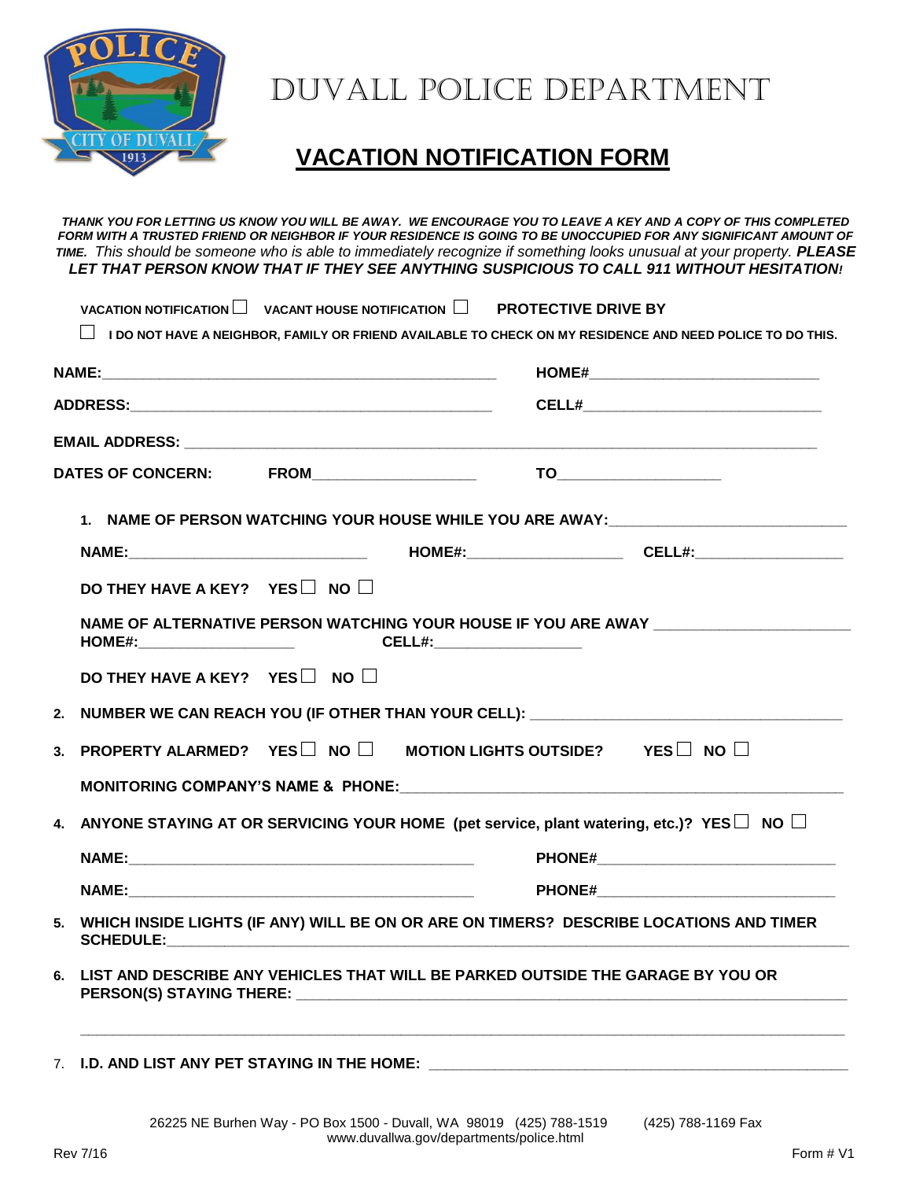# DUVALL POLICE DEPARTMENT

## VACATION NOTIFICATION FORM

***THANK YOU FOR LETTING US KNOW YOU WILL BE AWAY. WE ENCOURAGE YOU TO LEAVE A KEY AND A COPY OF THIS COMPLETED FORM WITH A TRUSTED FRIEND OR NEIGHBOR IF YOUR RESIDENCE IS GOING TO BE UNOCCUPIED FOR ANY SIGNIFICANT AMOUNT OF TIME.*** *This should be someone who is able to immediately recognize if something looks unusual at your property.* ***PLEASE LET THAT PERSON KNOW THAT IF THEY SEE ANYTHING SUSPICIOUS TO CALL 911 WITHOUT HESITATION!***

**VACATION NOTIFICATION** ☐ **VACANT HOUSE NOTIFICATION** ☐ **PROTECTIVE DRIVE BY**

☐ **I DO NOT HAVE A NEIGHBOR, FAMILY OR FRIEND AVAILABLE TO CHECK ON MY RESIDENCE AND NEED POLICE TO DO THIS.**

**NAME:**_______________________________________________ **HOME#**___________________________

**ADDRESS:**____________________________________________ **CELL#**____________________________

**EMAIL ADDRESS:** ____________________________________________________________________________

**DATES OF CONCERN:** **FROM**____________________ **TO**____________________

1. **NAME OF PERSON WATCHING YOUR HOUSE WHILE YOU ARE AWAY:**____________________________

   **NAME:**_____________________________ **HOME#:**___________________ **CELL#:**__________________

   **DO THEY HAVE A KEY?** **YES** ☐ **NO** ☐

   **NAME OF ALTERNATIVE PERSON WATCHING YOUR HOUSE IF YOU ARE AWAY** _______________________ **HOME#:**___________________ **CELL#:**__________________

   **DO THEY HAVE A KEY?** **YES** ☐ **NO** ☐

2. **NUMBER WE CAN REACH YOU (IF OTHER THAN YOUR CELL):** ______________________________________

3. **PROPERTY ALARMED?** **YES** ☐ **NO** ☐ **MOTION LIGHTS OUTSIDE?** **YES** ☐ **NO** ☐

   **MONITORING COMPANY'S NAME & PHONE:**_____________________________________________________

4. **ANYONE STAYING AT OR SERVICING YOUR HOME (pet service, plant watering, etc.)?** **YES** ☐ **NO** ☐

   **NAME:**_________________________________________ **PHONE#**_____________________________

   **NAME:**_________________________________________ **PHONE#**_____________________________

5. **WHICH INSIDE LIGHTS (IF ANY) WILL BE ON OR ARE ON TIMERS? DESCRIBE LOCATIONS AND TIMER SCHEDULE:**_____________________________________________________________________________

6. **LIST AND DESCRIBE ANY VEHICLES THAT WILL BE PARKED OUTSIDE THE GARAGE BY YOU OR PERSON(S) STAYING THERE:** _________________________________________________________________

   ______________________________________________________________________________________

7. **I.D. AND LIST ANY PET STAYING IN THE HOME:** _____________________________________________________

26225 NE Burhen Way - PO Box 1500 - Duvall, WA 98019 (425) 788-1519 (425) 788-1169 Fax
www.duvallwa.gov/departments/police.html

Rev 7/16 Form # V1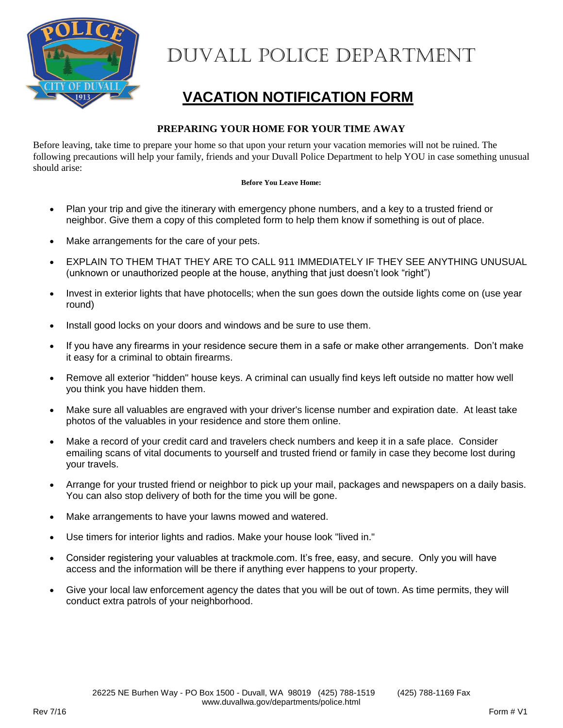# DUVALL POLICE DEPARTMENT

## VACATION NOTIFICATION FORM

### PREPARING YOUR HOME FOR YOUR TIME AWAY

Before leaving, take time to prepare your home so that upon your return your vacation memories will not be ruined. The following precautions will help your family, friends and your Duvall Police Department to help YOU in case something unusual should arise:

**Before You Leave Home:**

- Plan your trip and give the itinerary with emergency phone numbers, and a key to a trusted friend or neighbor. Give them a copy of this completed form to help them know if something is out of place.
- Make arrangements for the care of your pets.
- EXPLAIN TO THEM THAT THEY ARE TO CALL 911 IMMEDIATELY IF THEY SEE ANYTHING UNUSUAL (unknown or unauthorized people at the house, anything that just doesn't look "right")
- Invest in exterior lights that have photocells; when the sun goes down the outside lights come on (use year round)
- Install good locks on your doors and windows and be sure to use them.
- If you have any firearms in your residence secure them in a safe or make other arrangements. Don't make it easy for a criminal to obtain firearms.
- Remove all exterior "hidden" house keys. A criminal can usually find keys left outside no matter how well you think you have hidden them.
- Make sure all valuables are engraved with your driver's license number and expiration date. At least take photos of the valuables in your residence and store them online.
- Make a record of your credit card and travelers check numbers and keep it in a safe place. Consider emailing scans of vital documents to yourself and trusted friend or family in case they become lost during your travels.
- Arrange for your trusted friend or neighbor to pick up your mail, packages and newspapers on a daily basis. You can also stop delivery of both for the time you will be gone.
- Make arrangements to have your lawns mowed and watered.
- Use timers for interior lights and radios. Make your house look "lived in."
- Consider registering your valuables at trackmole.com. It's free, easy, and secure. Only you will have access and the information will be there if anything ever happens to your property.
- Give your local law enforcement agency the dates that you will be out of town. As time permits, they will conduct extra patrols of your neighborhood.

26225 NE Burhen Way - PO Box 1500 - Duvall, WA 98019 (425) 788-1519 (425) 788-1169 Fax
www.duvallwa.gov/departments/police.html

Rev 7/16 Form # V1